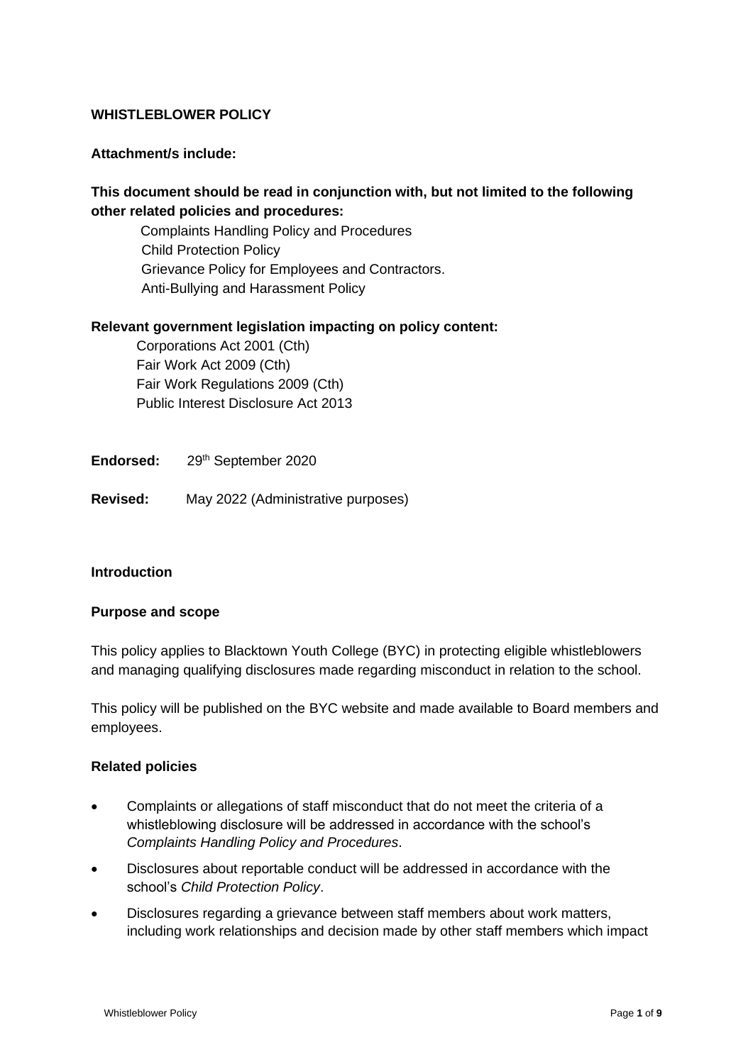# WHISTLEBLOWER POLICY

**Attachment/s include:**

**This document should be read in conjunction with, but not limited to the following other related policies and procedures:**

Complaints Handling Policy and Procedures
Child Protection Policy
Grievance Policy for Employees and Contractors.
Anti-Bullying and Harassment Policy

**Relevant government legislation impacting on policy content:**

Corporations Act 2001 (Cth)
Fair Work Act 2009 (Cth)
Fair Work Regulations 2009 (Cth)
Public Interest Disclosure Act 2013

**Endorsed:** 29th September 2020

**Revised:** May 2022 (Administrative purposes)

## Introduction

### Purpose and scope

This policy applies to Blacktown Youth College (BYC) in protecting eligible whistleblowers and managing qualifying disclosures made regarding misconduct in relation to the school.

This policy will be published on the BYC website and made available to Board members and employees.

### Related policies

- Complaints or allegations of staff misconduct that do not meet the criteria of a whistleblowing disclosure will be addressed in accordance with the school's *Complaints Handling Policy and Procedures*.
- Disclosures about reportable conduct will be addressed in accordance with the school's *Child Protection Policy*.
- Disclosures regarding a grievance between staff members about work matters, including work relationships and decision made by other staff members which impact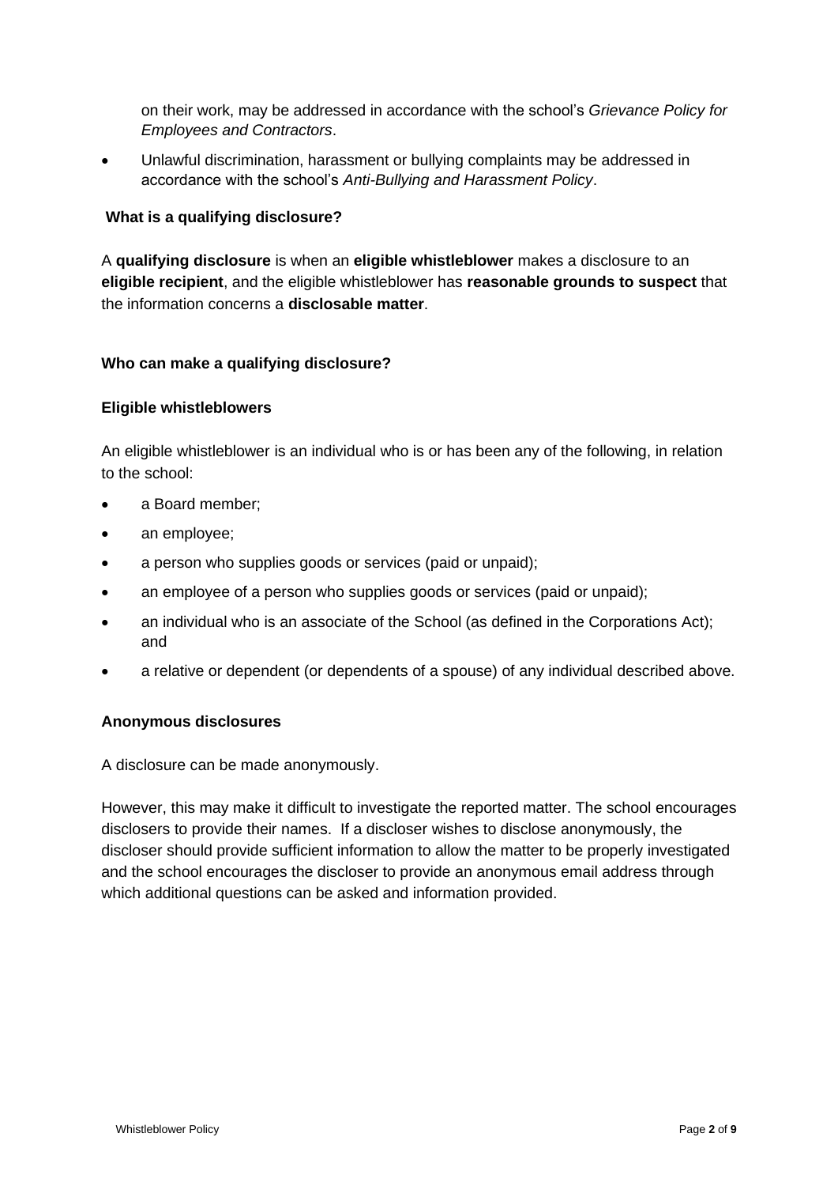on their work, may be addressed in accordance with the school's *Grievance Policy for Employees and Contractors*.

- Unlawful discrimination, harassment or bullying complaints may be addressed in accordance with the school's *Anti-Bullying and Harassment Policy*.

**What is a qualifying disclosure?**

A **qualifying disclosure** is when an **eligible whistleblower** makes a disclosure to an **eligible recipient**, and the eligible whistleblower has **reasonable grounds to suspect** that the information concerns a **disclosable matter**.

**Who can make a qualifying disclosure?**

**Eligible whistleblowers**

An eligible whistleblower is an individual who is or has been any of the following, in relation to the school:

- a Board member;
- an employee;
- a person who supplies goods or services (paid or unpaid);
- an employee of a person who supplies goods or services (paid or unpaid);
- an individual who is an associate of the School (as defined in the Corporations Act); and
- a relative or dependent (or dependents of a spouse) of any individual described above.

**Anonymous disclosures**

A disclosure can be made anonymously.

However, this may make it difficult to investigate the reported matter. The school encourages disclosers to provide their names. If a discloser wishes to disclose anonymously, the discloser should provide sufficient information to allow the matter to be properly investigated and the school encourages the discloser to provide an anonymous email address through which additional questions can be asked and information provided.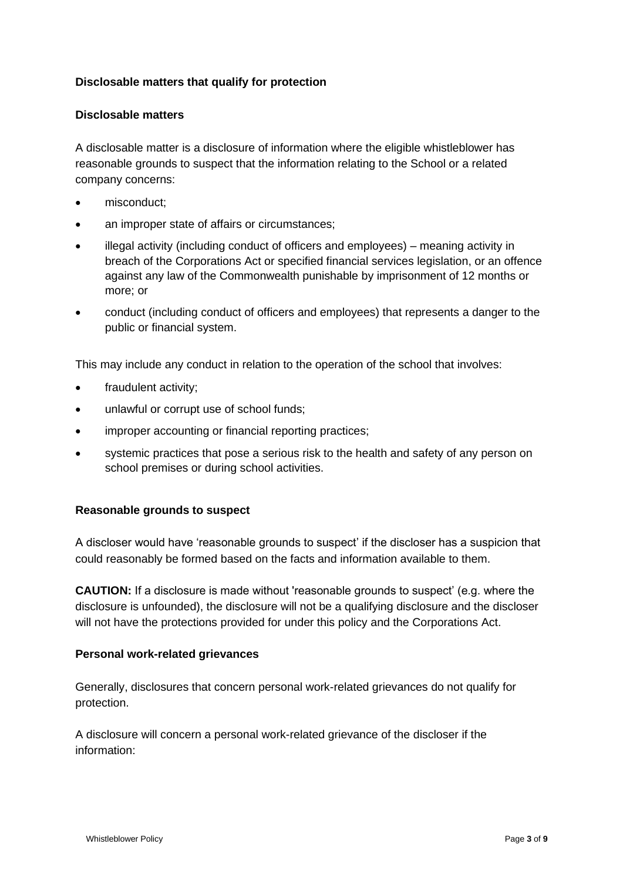## Disclosable matters that qualify for protection

### Disclosable matters

A disclosable matter is a disclosure of information where the eligible whistleblower has reasonable grounds to suspect that the information relating to the School or a related company concerns:

- misconduct;
- an improper state of affairs or circumstances;
- illegal activity (including conduct of officers and employees) – meaning activity in breach of the Corporations Act or specified financial services legislation, or an offence against any law of the Commonwealth punishable by imprisonment of 12 months or more; or
- conduct (including conduct of officers and employees) that represents a danger to the public or financial system.

This may include any conduct in relation to the operation of the school that involves:

- fraudulent activity;
- unlawful or corrupt use of school funds;
- improper accounting or financial reporting practices;
- systemic practices that pose a serious risk to the health and safety of any person on school premises or during school activities.

### Reasonable grounds to suspect

A discloser would have 'reasonable grounds to suspect' if the discloser has a suspicion that could reasonably be formed based on the facts and information available to them.

**CAUTION:** If a disclosure is made without 'reasonable grounds to suspect' (e.g. where the disclosure is unfounded), the disclosure will not be a qualifying disclosure and the discloser will not have the protections provided for under this policy and the Corporations Act.

### Personal work-related grievances

Generally, disclosures that concern personal work-related grievances do not qualify for protection.

A disclosure will concern a personal work-related grievance of the discloser if the information: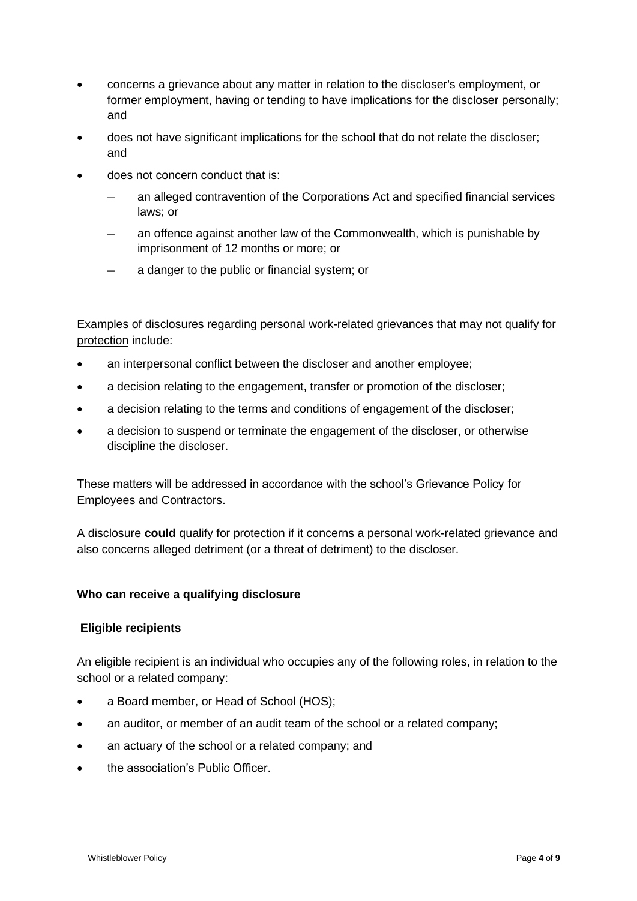- concerns a grievance about any matter in relation to the discloser's employment, or former employment, having or tending to have implications for the discloser personally; and
- does not have significant implications for the school that do not relate the discloser; and
- does not concern conduct that is:
  - an alleged contravention of the Corporations Act and specified financial services laws; or
  - an offence against another law of the Commonwealth, which is punishable by imprisonment of 12 months or more; or
  - a danger to the public or financial system; or

Examples of disclosures regarding personal work-related grievances that may not qualify for protection include:

- an interpersonal conflict between the discloser and another employee;
- a decision relating to the engagement, transfer or promotion of the discloser;
- a decision relating to the terms and conditions of engagement of the discloser;
- a decision to suspend or terminate the engagement of the discloser, or otherwise discipline the discloser.

These matters will be addressed in accordance with the school's Grievance Policy for Employees and Contractors.

A disclosure **could** qualify for protection if it concerns a personal work-related grievance and also concerns alleged detriment (or a threat of detriment) to the discloser.

**Who can receive a qualifying disclosure**

**Eligible recipients**

An eligible recipient is an individual who occupies any of the following roles, in relation to the school or a related company:

- a Board member, or Head of School (HOS);
- an auditor, or member of an audit team of the school or a related company;
- an actuary of the school or a related company; and
- the association's Public Officer.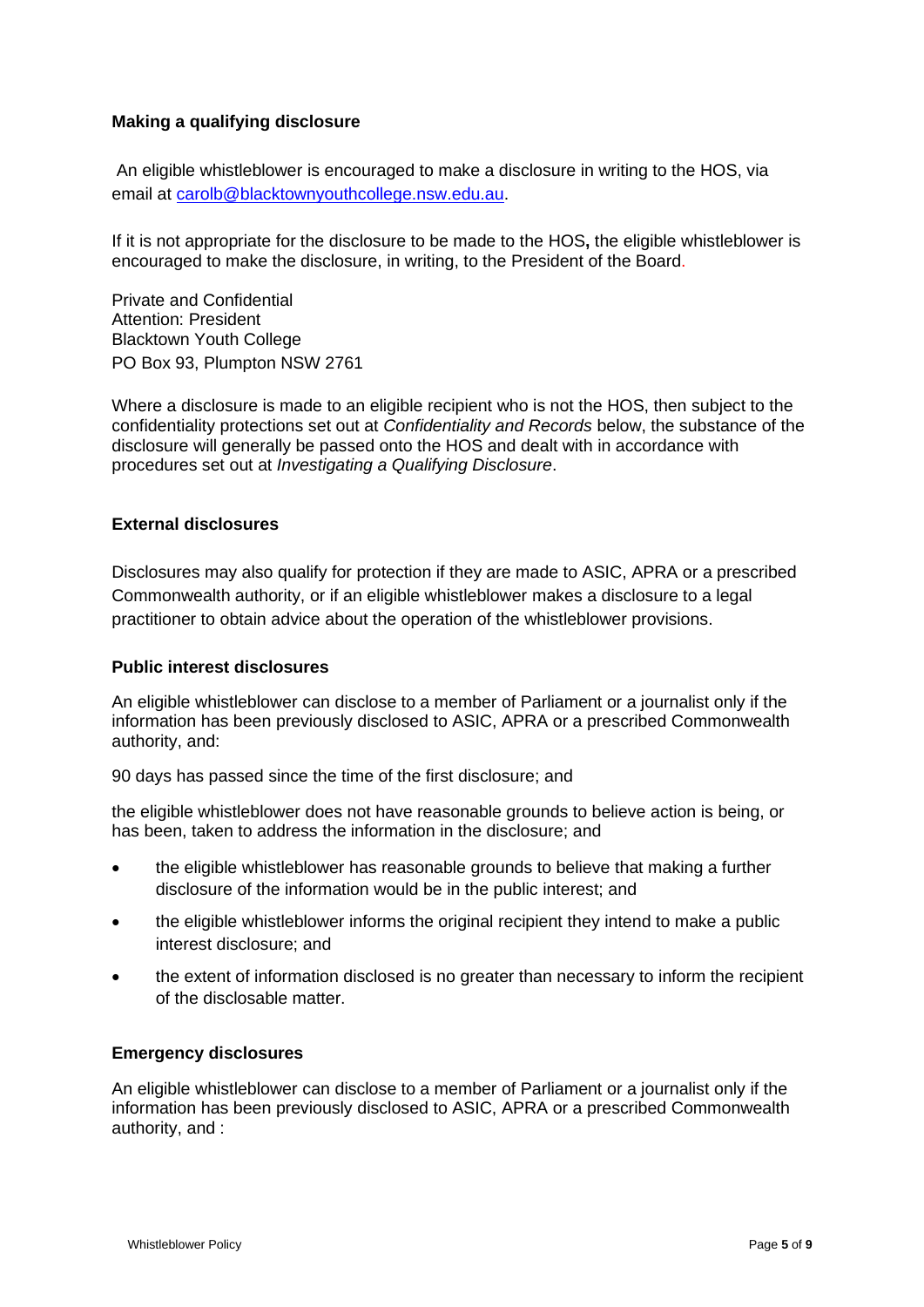**Making a qualifying disclosure**

An eligible whistleblower is encouraged to make a disclosure in writing to the HOS, via email at [carolb@blacktownyouthcollege.nsw.edu.au](mailto:carolb@blacktownyouthcollege.nsw.edu.au).

If it is not appropriate for the disclosure to be made to the HOS**,** the eligible whistleblower is encouraged to make the disclosure, in writing, to the President of the Board.

Private and Confidential
Attention: President
Blacktown Youth College
PO Box 93, Plumpton NSW 2761

Where a disclosure is made to an eligible recipient who is not the HOS, then subject to the confidentiality protections set out at *Confidentiality and Records* below, the substance of the disclosure will generally be passed onto the HOS and dealt with in accordance with procedures set out at *Investigating a Qualifying Disclosure*.

**External disclosures**

Disclosures may also qualify for protection if they are made to ASIC, APRA or a prescribed Commonwealth authority, or if an eligible whistleblower makes a disclosure to a legal practitioner to obtain advice about the operation of the whistleblower provisions.

**Public interest disclosures**

An eligible whistleblower can disclose to a member of Parliament or a journalist only if the information has been previously disclosed to ASIC, APRA or a prescribed Commonwealth authority, and:

90 days has passed since the time of the first disclosure; and

the eligible whistleblower does not have reasonable grounds to believe action is being, or has been, taken to address the information in the disclosure; and

- the eligible whistleblower has reasonable grounds to believe that making a further disclosure of the information would be in the public interest; and
- the eligible whistleblower informs the original recipient they intend to make a public interest disclosure; and
- the extent of information disclosed is no greater than necessary to inform the recipient of the disclosable matter.

**Emergency disclosures**

An eligible whistleblower can disclose to a member of Parliament or a journalist only if the information has been previously disclosed to ASIC, APRA or a prescribed Commonwealth authority, and :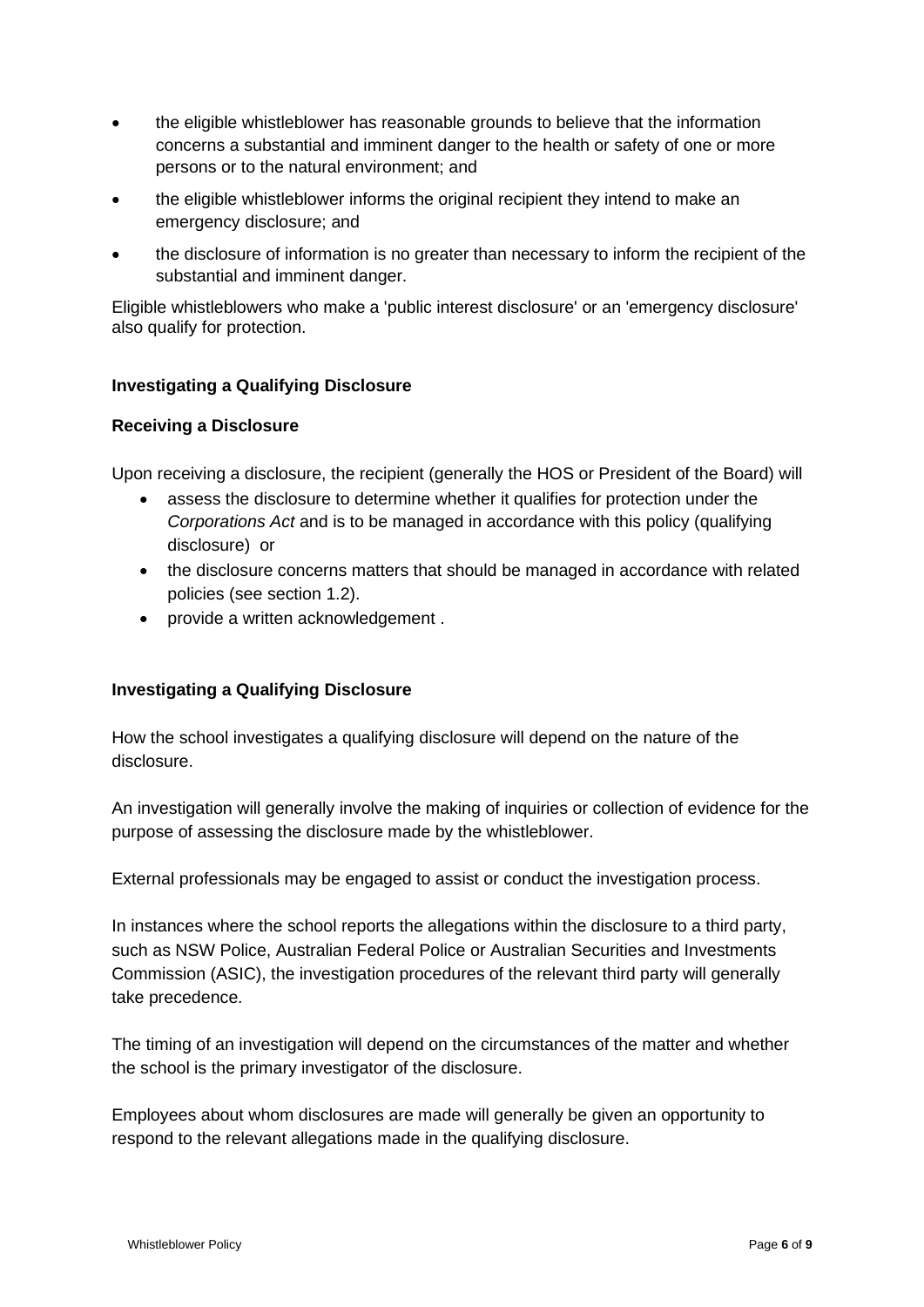- the eligible whistleblower has reasonable grounds to believe that the information concerns a substantial and imminent danger to the health or safety of one or more persons or to the natural environment; and
- the eligible whistleblower informs the original recipient they intend to make an emergency disclosure; and
- the disclosure of information is no greater than necessary to inform the recipient of the substantial and imminent danger.

Eligible whistleblowers who make a 'public interest disclosure' or an 'emergency disclosure' also qualify for protection.

**Investigating a Qualifying Disclosure**

**Receiving a Disclosure**

Upon receiving a disclosure, the recipient (generally the HOS or President of the Board) will

- assess the disclosure to determine whether it qualifies for protection under the *Corporations Act* and is to be managed in accordance with this policy (qualifying disclosure) or
- the disclosure concerns matters that should be managed in accordance with related policies (see section 1.2).
- provide a written acknowledgement .

**Investigating a Qualifying Disclosure**

How the school investigates a qualifying disclosure will depend on the nature of the disclosure.

An investigation will generally involve the making of inquiries or collection of evidence for the purpose of assessing the disclosure made by the whistleblower.

External professionals may be engaged to assist or conduct the investigation process.

In instances where the school reports the allegations within the disclosure to a third party, such as NSW Police, Australian Federal Police or Australian Securities and Investments Commission (ASIC), the investigation procedures of the relevant third party will generally take precedence.

The timing of an investigation will depend on the circumstances of the matter and whether the school is the primary investigator of the disclosure.

Employees about whom disclosures are made will generally be given an opportunity to respond to the relevant allegations made in the qualifying disclosure.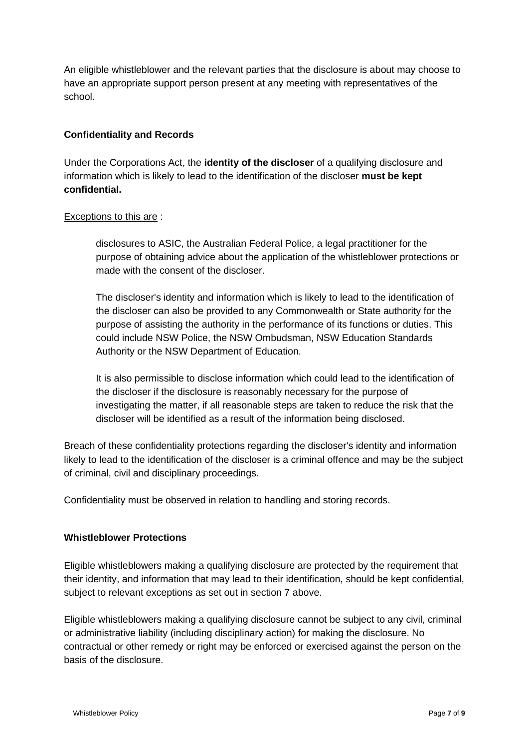An eligible whistleblower and the relevant parties that the disclosure is about may choose to have an appropriate support person present at any meeting with representatives of the school.

**Confidentiality and Records**

Under the Corporations Act, the **identity of the discloser** of a qualifying disclosure and information which is likely to lead to the identification of the discloser **must be kept confidential.**

Exceptions to this are :

> disclosures to ASIC, the Australian Federal Police, a legal practitioner for the purpose of obtaining advice about the application of the whistleblower protections or made with the consent of the discloser.
>
> The discloser's identity and information which is likely to lead to the identification of the discloser can also be provided to any Commonwealth or State authority for the purpose of assisting the authority in the performance of its functions or duties. This could include NSW Police, the NSW Ombudsman, NSW Education Standards Authority or the NSW Department of Education.
>
> It is also permissible to disclose information which could lead to the identification of the discloser if the disclosure is reasonably necessary for the purpose of investigating the matter, if all reasonable steps are taken to reduce the risk that the discloser will be identified as a result of the information being disclosed.

Breach of these confidentiality protections regarding the discloser's identity and information likely to lead to the identification of the discloser is a criminal offence and may be the subject of criminal, civil and disciplinary proceedings.

Confidentiality must be observed in relation to handling and storing records.

**Whistleblower Protections**

Eligible whistleblowers making a qualifying disclosure are protected by the requirement that their identity, and information that may lead to their identification, should be kept confidential, subject to relevant exceptions as set out in section 7 above.

Eligible whistleblowers making a qualifying disclosure cannot be subject to any civil, criminal or administrative liability (including disciplinary action) for making the disclosure. No contractual or other remedy or right may be enforced or exercised against the person on the basis of the disclosure.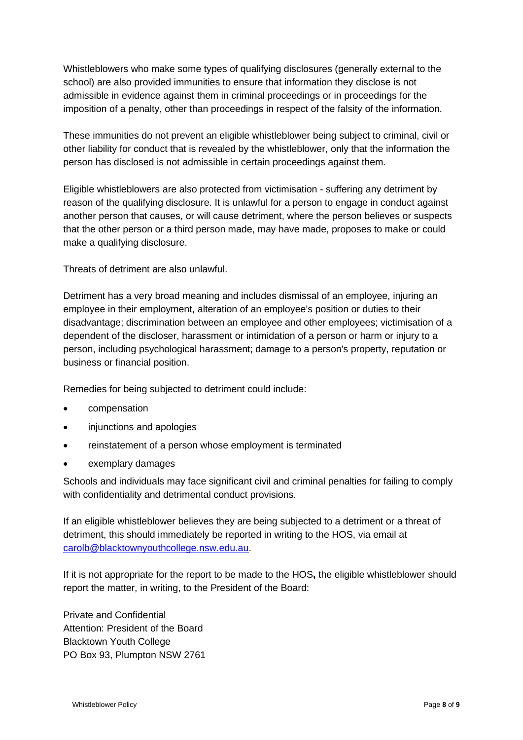Whistleblowers who make some types of qualifying disclosures (generally external to the school) are also provided immunities to ensure that information they disclose is not admissible in evidence against them in criminal proceedings or in proceedings for the imposition of a penalty, other than proceedings in respect of the falsity of the information.

These immunities do not prevent an eligible whistleblower being subject to criminal, civil or other liability for conduct that is revealed by the whistleblower, only that the information the person has disclosed is not admissible in certain proceedings against them.

Eligible whistleblowers are also protected from victimisation - suffering any detriment by reason of the qualifying disclosure. It is unlawful for a person to engage in conduct against another person that causes, or will cause detriment, where the person believes or suspects that the other person or a third person made, may have made, proposes to make or could make a qualifying disclosure.

Threats of detriment are also unlawful.

Detriment has a very broad meaning and includes dismissal of an employee, injuring an employee in their employment, alteration of an employee's position or duties to their disadvantage; discrimination between an employee and other employees; victimisation of a dependent of the discloser, harassment or intimidation of a person or harm or injury to a person, including psychological harassment; damage to a person's property, reputation or business or financial position.

Remedies for being subjected to detriment could include:

- compensation
- injunctions and apologies
- reinstatement of a person whose employment is terminated
- exemplary damages

Schools and individuals may face significant civil and criminal penalties for failing to comply with confidentiality and detrimental conduct provisions.

If an eligible whistleblower believes they are being subjected to a detriment or a threat of detriment, this should immediately be reported in writing to the HOS, via email at [carolb@blacktownyouthcollege.nsw.edu.au](mailto:carolb@blacktownyouthcollege.nsw.edu.au).

If it is not appropriate for the report to be made to the HOS**,** the eligible whistleblower should report the matter, in writing, to the President of the Board:

Private and Confidential
Attention: President of the Board
Blacktown Youth College
PO Box 93, Plumpton NSW 2761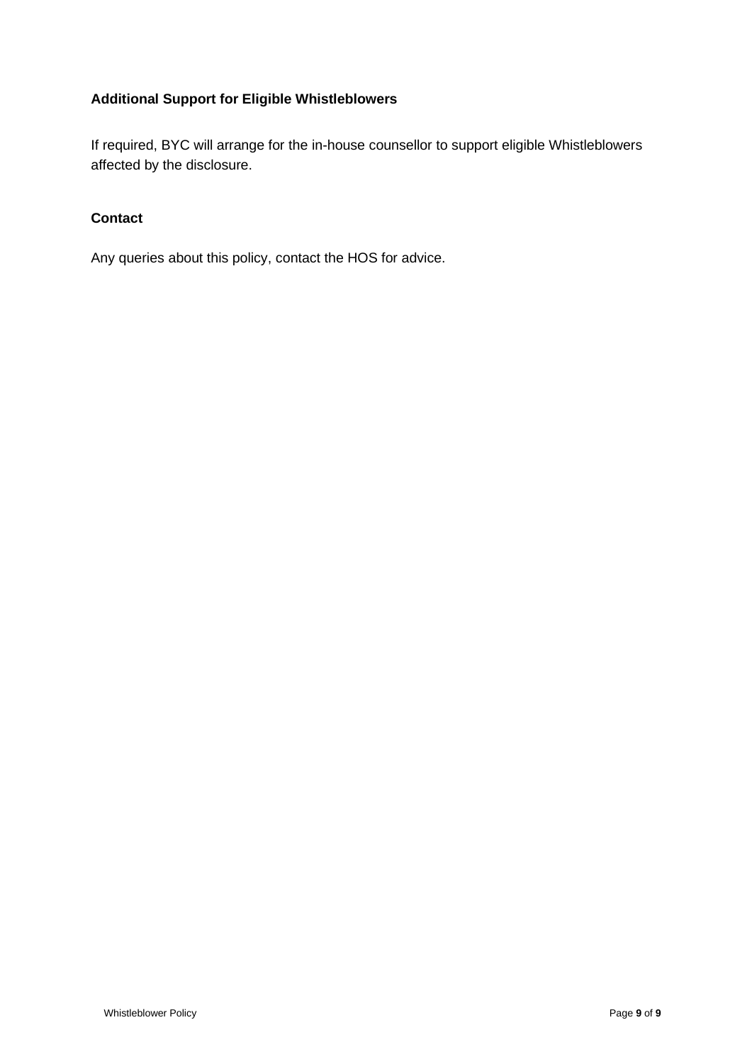**Additional Support for Eligible Whistleblowers**

If required, BYC will arrange for the in-house counsellor to support eligible Whistleblowers affected by the disclosure.

**Contact**

Any queries about this policy, contact the HOS for advice.